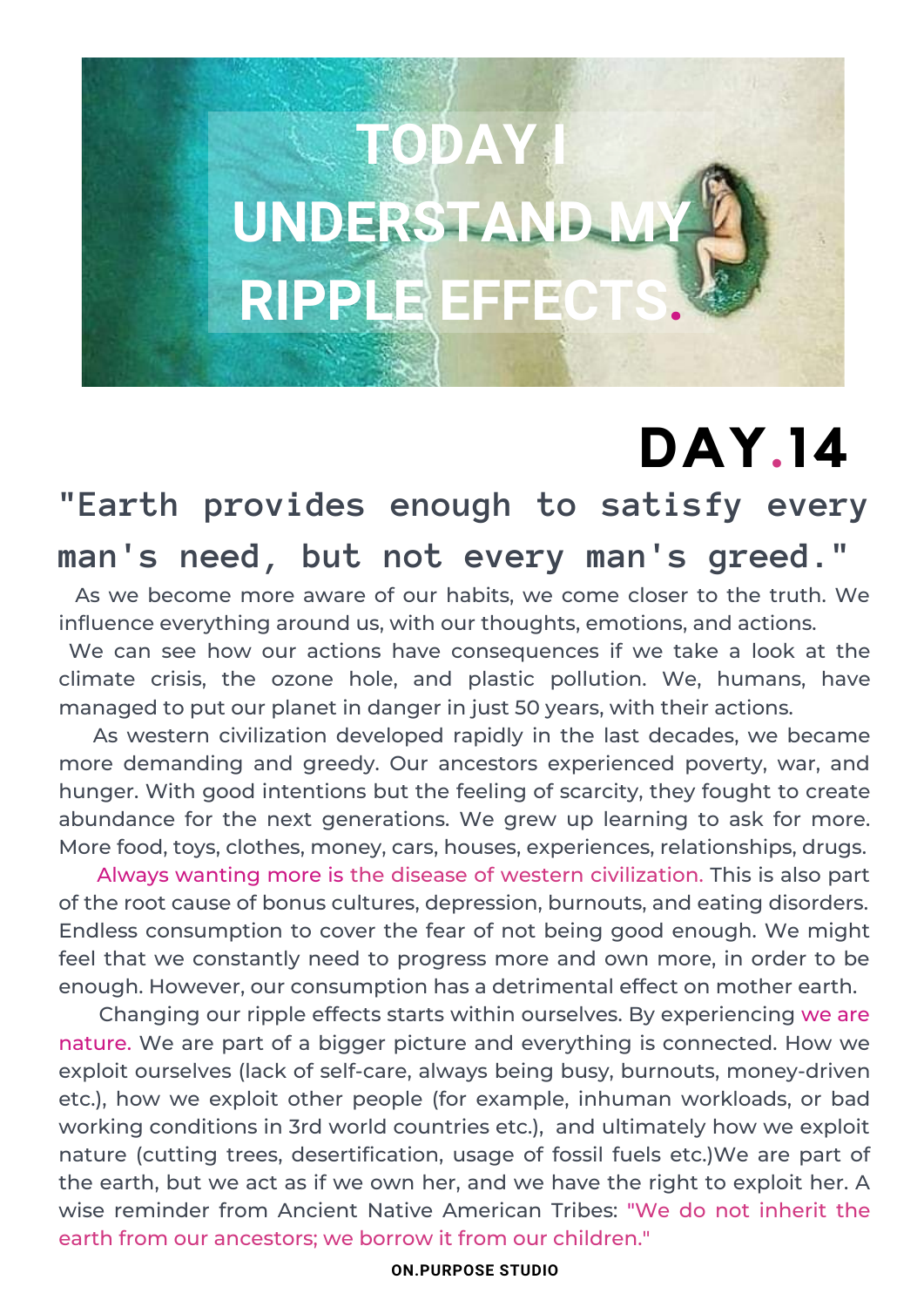# TODAY I UNDERSTAND MY RIPPLE EFFECTS.

## DAY.14

**"Earth provides enough to satisfy every man's need, but not every man's greed."**

As we become more aware of our habits, we come closer to the truth. We influence everything around us, with our thoughts, emotions, and actions.

We can see how our actions have consequences if we take a look at the climate crisis, the ozone hole, and plastic pollution. We, humans, have managed to put our planet in danger in just 50 years, with their actions.

As western civilization developed rapidly in the last decades, we became more demanding and greedy. Our ancestors experienced poverty, war, and hunger. With good intentions but the feeling of scarcity, they fought to create abundance for the next generations. We grew up learning to ask for more. More food, toys, clothes, money, cars, houses, experiences, relationships, drugs.

Always wanting more is the disease of western civilization. This is also part of the root cause of bonus cultures, depression, burnouts, and eating disorders. Endless consumption to cover the fear of not being good enough. We might feel that we constantly need to progress more and own more, in order to be enough. However, our consumption has a detrimental effect on mother earth.

Changing our ripple effects starts within ourselves. By experiencing we are nature. We are part of a bigger picture and everything is connected. How we exploit ourselves (lack of self-care, always being busy, burnouts, money-driven etc.), how we exploit other people (for example, inhuman workloads, or bad working conditions in 3rd world countries etc.), and ultimately how we exploit nature (cutting trees, desertification, usage of fossil fuels etc.)We are part of the earth, but we act as if we own her, and we have the right to exploit her. A wise reminder from Ancient Native American Tribes: "We do not inherit the earth from our ancestors; we borrow it from our children."

**ON.PURPOSE STUDIO**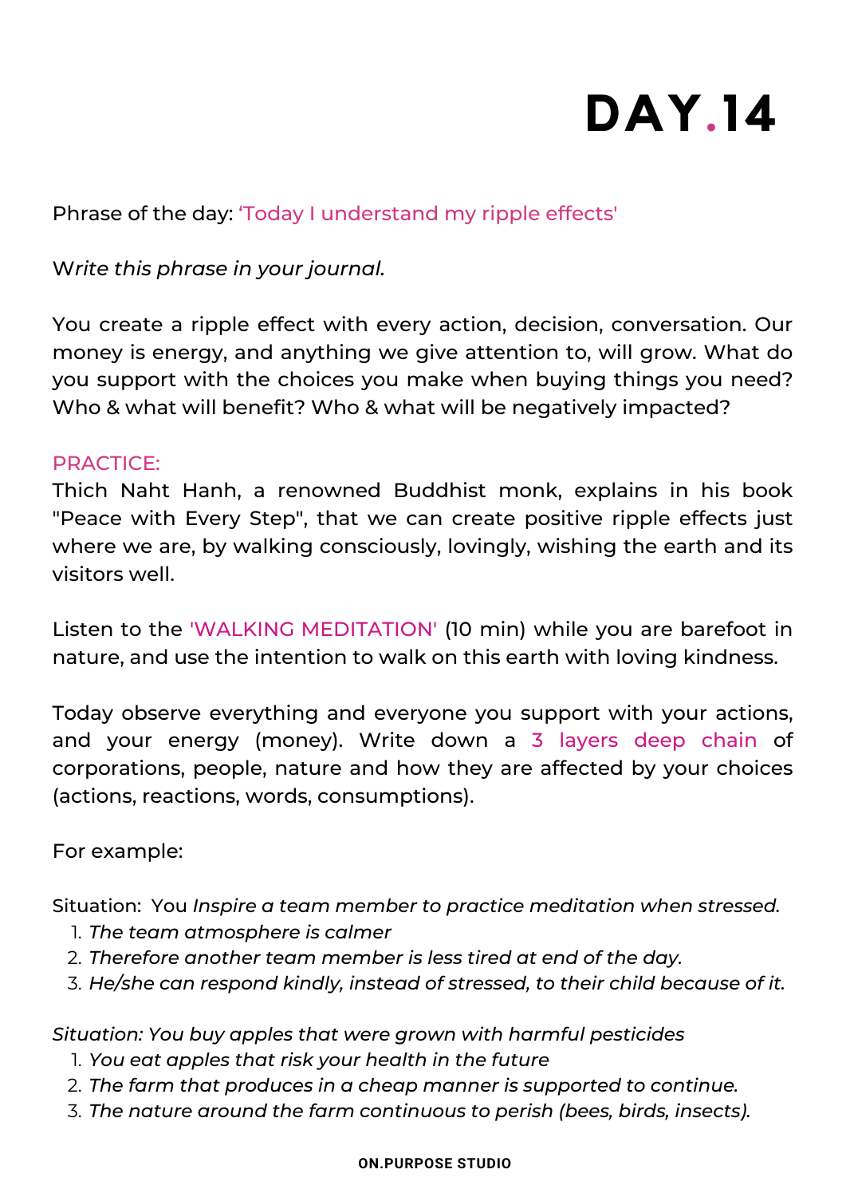# DAY.14

Phrase of the day: 'Today I understand my ripple effects'

*Write this phrase in your journal.*

You create a ripple effect with every action, decision, conversation. Our money is energy, and anything we give attention to, will grow. What do you support with the choices you make when buying things you need? Who & what will benefit? Who & what will be negatively impacted?

PRACTICE:

Thich Naht Hanh, a renowned Buddhist monk, explains in his book "Peace with Every Step", that we can create positive ripple effects just where we are, by walking consciously, lovingly, wishing the earth and its visitors well.

Listen to the 'WALKING MEDITATION' (10 min) while you are barefoot in nature, and use the intention to walk on this earth with loving kindness.

Today observe everything and everyone you support with your actions, and your energy (money). Write down a 3 layers deep chain of corporations, people, nature and how they are affected by your choices (actions, reactions, words, consumptions).

For example:

Situation: You *Inspire a team member to practice meditation when stressed.*

1. *The team atmosphere is calmer*
2. *Therefore another team member is less tired at end of the day.*
3. *He/she can respond kindly, instead of stressed, to their child because of it.*

*Situation: You buy apples that were grown with harmful pesticides*

1. *You eat apples that risk your health in the future*
2. *The farm that produces in a cheap manner is supported to continue.*
3. *The nature around the farm continuous to perish (bees, birds, insects).*

ON.PURPOSE STUDIO